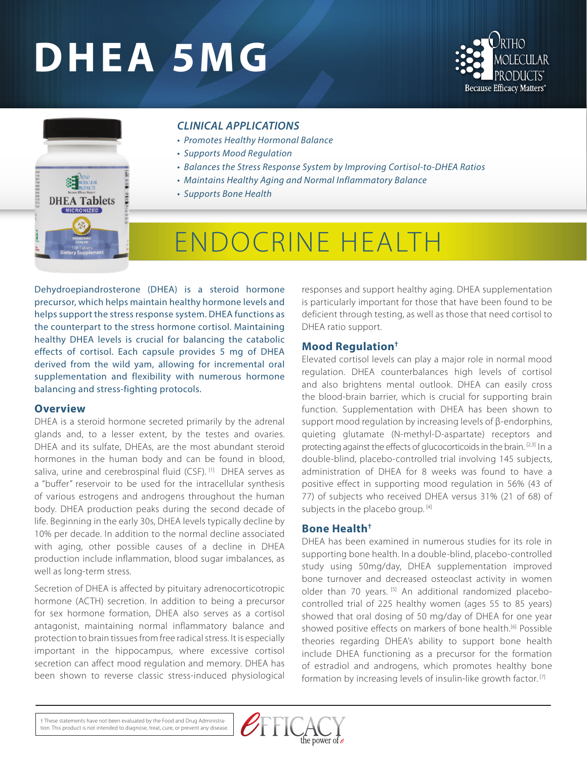# DHEA 5MG

### *CLINICAL APPLICATIONS*

- *Promotes Healthy Hormonal Balance*
- *Supports Mood Regulation*
- *Balances the Stress Response System by Improving Cortisol-to-DHEA Ratios*
- *Maintains Healthy Aging and Normal Inflammatory Balance*
- *Supports Bone Health*

## ENDOCRINE HEALTH

Dehydroepiandrosterone (DHEA) is a steroid hormone precursor, which helps maintain healthy hormone levels and helps support the stress response system. DHEA functions as the counterpart to the stress hormone cortisol. Maintaining healthy DHEA levels is crucial for balancing the catabolic effects of cortisol. Each capsule provides 5 mg of DHEA derived from the wild yam, allowing for incremental oral supplementation and flexibility with numerous hormone balancing and stress-fighting protocols.

### Overview

DHEA is a steroid hormone secreted primarily by the adrenal glands and, to a lesser extent, by the testes and ovaries. DHEA and its sulfate, DHEAs, are the most abundant steroid hormones in the human body and can be found in blood, saliva, urine and cerebrospinal fluid (CSF). [1] DHEA serves as a "buffer" reservoir to be used for the intracellular synthesis of various estrogens and androgens throughout the human body. DHEA production peaks during the second decade of life. Beginning in the early 30s, DHEA levels typically decline by 10% per decade. In addition to the normal decline associated with aging, other possible causes of a decline in DHEA production include inflammation, blood sugar imbalances, as well as long-term stress.

Secretion of DHEA is affected by pituitary adrenocorticotropic hormone (ACTH) secretion. In addition to being a precursor for sex hormone formation, DHEA also serves as a cortisol antagonist, maintaining normal inflammatory balance and protection to brain tissues from free radical stress. It is especially important in the hippocampus, where excessive cortisol secretion can affect mood regulation and memory. DHEA has been shown to reverse classic stress-induced physiological responses and support healthy aging. DHEA supplementation is particularly important for those that have been found to be deficient through testing, as well as those that need cortisol to DHEA ratio support.

### Mood Regulation†

Elevated cortisol levels can play a major role in normal mood regulation. DHEA counterbalances high levels of cortisol and also brightens mental outlook. DHEA can easily cross the blood-brain barrier, which is crucial for supporting brain function. Supplementation with DHEA has been shown to support mood regulation by increasing levels of β-endorphins, quieting glutamate (N-methyl-D-aspartate) receptors and protecting against the effects of glucocorticoids in the brain. [2,3] In a double-blind, placebo-controlled trial involving 145 subjects, administration of DHEA for 8 weeks was found to have a positive effect in supporting mood regulation in 56% (43 of 77) of subjects who received DHEA versus 31% (21 of 68) of subjects in the placebo group. [4]

### Bone Health†

DHEA has been examined in numerous studies for its role in supporting bone health. In a double-blind, placebo-controlled study using 50mg/day, DHEA supplementation improved bone turnover and decreased osteoclast activity in women older than 70 years. [5] An additional randomized placebo-controlled trial of 225 healthy women (ages 55 to 85 years) showed that oral dosing of 50 mg/day of DHEA for one year showed positive effects on markers of bone health.[6] Possible theories regarding DHEA's ability to support bone health include DHEA functioning as a precursor for the formation of estradiol and androgens, which promotes healthy bone formation by increasing levels of insulin-like growth factor. [7]

† These statements have not been evaluated by the Food and Drug Administration. This product is not intended to diagnose, treat, cure, or prevent any disease.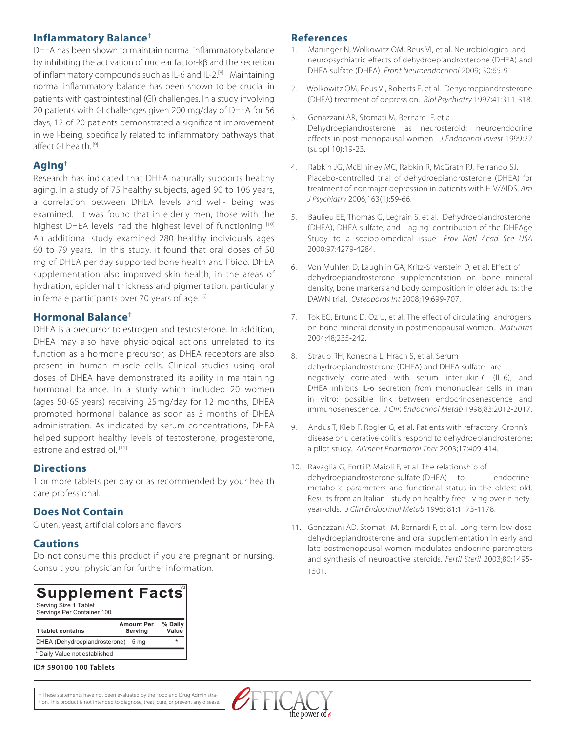## Inflammatory Balance†

DHEA has been shown to maintain normal inflammatory balance by inhibiting the activation of nuclear factor-kβ and the secretion of inflammatory compounds such as IL-6 and IL-2.[8] Maintaining normal inflammatory balance has been shown to be crucial in patients with gastrointestinal (GI) challenges. In a study involving 20 patients with GI challenges given 200 mg/day of DHEA for 56 days, 12 of 20 patients demonstrated a significant improvement in well-being, specifically related to inflammatory pathways that affect GI health.[9]

## Aging†

Research has indicated that DHEA naturally supports healthy aging. In a study of 75 healthy subjects, aged 90 to 106 years, a correlation between DHEA levels and well- being was examined. It was found that in elderly men, those with the highest DHEA levels had the highest level of functioning.[10] An additional study examined 280 healthy individuals ages 60 to 79 years. In this study, it found that oral doses of 50 mg of DHEA per day supported bone health and libido. DHEA supplementation also improved skin health, in the areas of hydration, epidermal thickness and pigmentation, particularly in female participants over 70 years of age.[5]

## Hormonal Balance†

DHEA is a precursor to estrogen and testosterone. In addition, DHEA may also have physiological actions unrelated to its function as a hormone precursor, as DHEA receptors are also present in human muscle cells. Clinical studies using oral doses of DHEA have demonstrated its ability in maintaining hormonal balance. In a study which included 20 women (ages 50-65 years) receiving 25mg/day for 12 months, DHEA promoted hormonal balance as soon as 3 months of DHEA administration. As indicated by serum concentrations, DHEA helped support healthy levels of testosterone, progesterone, estrone and estradiol.[11]

## Directions

1 or more tablets per day or as recommended by your health care professional.

## Does Not Contain

Gluten, yeast, artificial colors and flavors.

## Cautions

Do not consume this product if you are pregnant or nursing. Consult your physician for further information.

**Supplement Facts** V3

Serving Size 1 Tablet
Servings Per Container 100

| 1 tablet contains | Amount Per Serving | % Daily Value |
|---|---|---|
| DHEA (Dehydroepiandrosterone) | 5 mg | * |

* Daily Value not established

**ID# 590100 100 Tablets**

## References

1. Maninger N, Wolkowitz OM, Reus VI, et al. Neurobiological and neuropsychiatric effects of dehydroepiandrosterone (DHEA) and DHEA sulfate (DHEA). *Front Neuroendocrinol* 2009; 30:65-91.
2. Wolkowitz OM, Reus VI, Roberts E, et al. Dehydroepiandrosterone (DHEA) treatment of depression. *Biol Psychiatry* 1997;41:311-318.
3. Genazzani AR, Stomati M, Bernardi F, et al. Dehydroepiandrosterone as neurosteroid: neuroendocrine effects in post-menopausal women. *J Endocrinol Invest* 1999;22 (suppl 10):19-23.
4. Rabkin JG, McElhiney MC, Rabkin R, McGrath PJ, Ferrando SJ. Placebo-controlled trial of dehydroepiandrosterone (DHEA) for treatment of nonmajor depression in patients with HIV/AIDS. *Am J Psychiatry* 2006;163(1):59-66.
5. Baulieu EE, Thomas G, Legrain S, et al. Dehydroepiandrosterone (DHEA), DHEA sulfate, and aging: contribution of the DHEAge Study to a sociobiomedical issue. *Prov Natl Acad Sce USA* 2000;97:4279-4284.
6. Von Muhlen D, Laughlin GA, Kritz-Silverstein D, et al. Effect of dehydroepiandrosterone supplementation on bone mineral density, bone markers and body composition in older adults: the DAWN trial. *Osteoporos Int* 2008;19:699-707.
7. Tok EC, Ertunc D, Oz U, et al. The effect of circulating androgens on bone mineral density in postmenopausal women. *Maturitas* 2004;48;235-242.
8. Straub RH, Konecna L, Hrach S, et al. Serum dehydroepiandrosterone (DHEA) and DHEA sulfate are negatively correlated with serum interlukin-6 (IL-6), and DHEA inhibits IL-6 secretion from mononuclear cells in man in vitro: possible link between endocrinosenescence and immunosenescence. *J Clin Endocrinol Metab* 1998;83:2012-2017.
9. Andus T, Kleb F, Rogler G, et al. Patients with refractory Crohn's disease or ulcerative colitis respond to dehydroepiandrosterone: a pilot study. *Aliment Pharmacol Ther* 2003;17:409-414.
10. Ravaglia G, Forti P, Maioli F, et al. The relationship of dehydroepiandrosterone sulfate (DHEA) to endocrine-metabolic parameters and functional status in the oldest-old. Results from an Italian study on healthy free-living over-ninety-year-olds. *J Clin Endocrinol Metab* 1996; 81:1173-1178.
11. Genazzani AD, Stomati M, Bernardi F, et al. Long-term low-dose dehydroepiandrosterone and oral supplementation in early and late postmenopausal women modulates endocrine parameters and synthesis of neuroactive steroids. *Fertil Steril* 2003;80:1495-1501.

† These statements have not been evaluated by the Food and Drug Administration. This product is not intended to diagnose, treat, cure, or prevent any disease.

EFFICACY the power of e